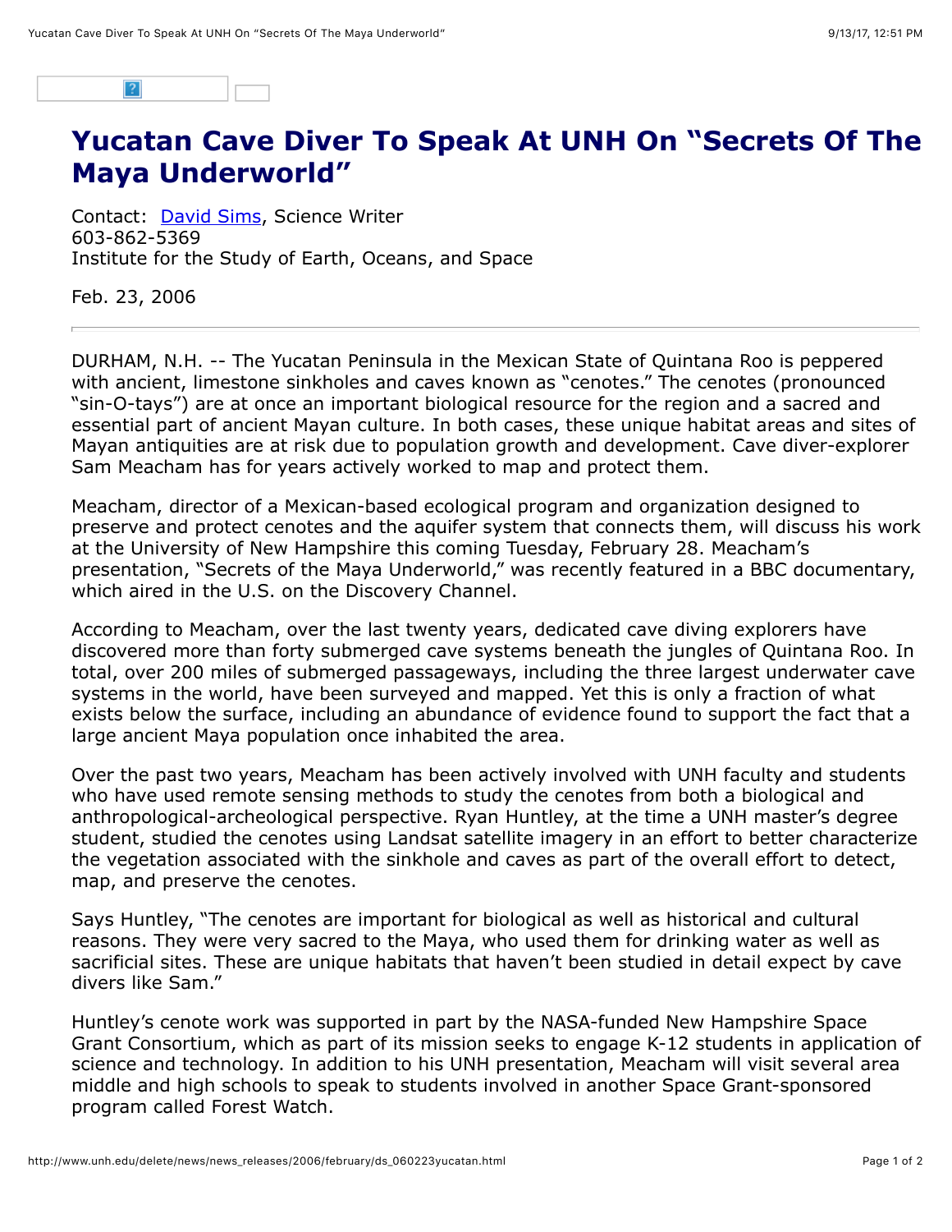# Yucatan Cave Diver To Speak At UNH On "Secrets Of The Maya Underworld"

Contact: David Sims, Science Writer
603-862-5369
Institute for the Study of Earth, Oceans, and Space

Feb. 23, 2006

---

DURHAM, N.H. -- The Yucatan Peninsula in the Mexican State of Quintana Roo is peppered with ancient, limestone sinkholes and caves known as "cenotes." The cenotes (pronounced "sin-O-tays") are at once an important biological resource for the region and a sacred and essential part of ancient Mayan culture. In both cases, these unique habitat areas and sites of Mayan antiquities are at risk due to population growth and development. Cave diver-explorer Sam Meacham has for years actively worked to map and protect them.

Meacham, director of a Mexican-based ecological program and organization designed to preserve and protect cenotes and the aquifer system that connects them, will discuss his work at the University of New Hampshire this coming Tuesday, February 28. Meacham's presentation, "Secrets of the Maya Underworld," was recently featured in a BBC documentary, which aired in the U.S. on the Discovery Channel.

According to Meacham, over the last twenty years, dedicated cave diving explorers have discovered more than forty submerged cave systems beneath the jungles of Quintana Roo. In total, over 200 miles of submerged passageways, including the three largest underwater cave systems in the world, have been surveyed and mapped. Yet this is only a fraction of what exists below the surface, including an abundance of evidence found to support the fact that a large ancient Maya population once inhabited the area.

Over the past two years, Meacham has been actively involved with UNH faculty and students who have used remote sensing methods to study the cenotes from both a biological and anthropological-archeological perspective. Ryan Huntley, at the time a UNH master's degree student, studied the cenotes using Landsat satellite imagery in an effort to better characterize the vegetation associated with the sinkhole and caves as part of the overall effort to detect, map, and preserve the cenotes.

Says Huntley, "The cenotes are important for biological as well as historical and cultural reasons. They were very sacred to the Maya, who used them for drinking water as well as sacrificial sites. These are unique habitats that haven't been studied in detail expect by cave divers like Sam."

Huntley's cenote work was supported in part by the NASA-funded New Hampshire Space Grant Consortium, which as part of its mission seeks to engage K-12 students in application of science and technology. In addition to his UNH presentation, Meacham will visit several area middle and high schools to speak to students involved in another Space Grant-sponsored program called Forest Watch.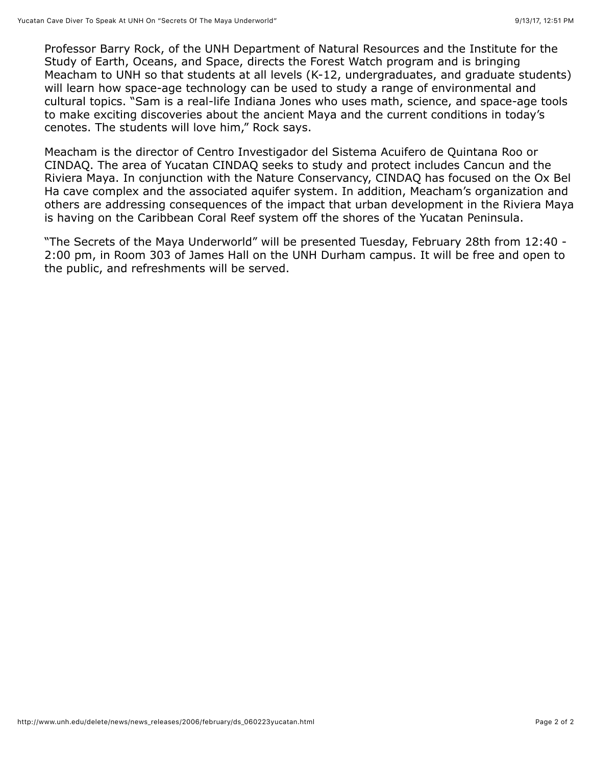Professor Barry Rock, of the UNH Department of Natural Resources and the Institute for the Study of Earth, Oceans, and Space, directs the Forest Watch program and is bringing Meacham to UNH so that students at all levels (K-12, undergraduates, and graduate students) will learn how space-age technology can be used to study a range of environmental and cultural topics. "Sam is a real-life Indiana Jones who uses math, science, and space-age tools to make exciting discoveries about the ancient Maya and the current conditions in today's cenotes. The students will love him," Rock says.

Meacham is the director of Centro Investigador del Sistema Acuifero de Quintana Roo or CINDAQ. The area of Yucatan CINDAQ seeks to study and protect includes Cancun and the Riviera Maya. In conjunction with the Nature Conservancy, CINDAQ has focused on the Ox Bel Ha cave complex and the associated aquifer system. In addition, Meacham's organization and others are addressing consequences of the impact that urban development in the Riviera Maya is having on the Caribbean Coral Reef system off the shores of the Yucatan Peninsula.

"The Secrets of the Maya Underworld" will be presented Tuesday, February 28th from 12:40 - 2:00 pm, in Room 303 of James Hall on the UNH Durham campus. It will be free and open to the public, and refreshments will be served.